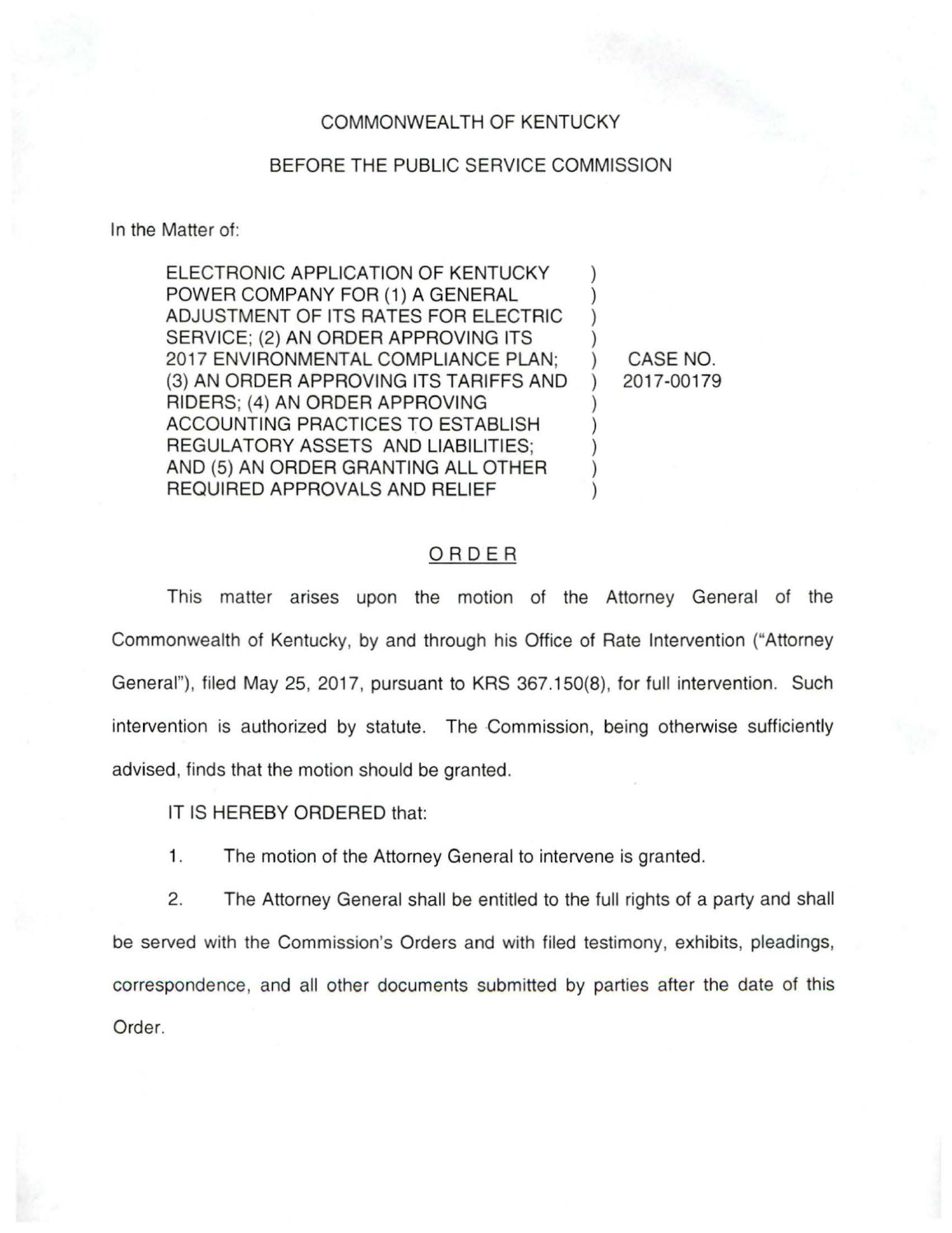COMMONWEALTH OF KENTUCKY

BEFORE THE PUBLIC SERVICE COMMISSION

In the Matter of:

| | | |
|---|---|---|
| ELECTRONIC APPLICATION OF KENTUCKY POWER COMPANY FOR (1) A GENERAL ADJUSTMENT OF ITS RATES FOR ELECTRIC SERVICE; (2) AN ORDER APPROVING ITS 2017 ENVIRONMENTAL COMPLIANCE PLAN; (3) AN ORDER APPROVING ITS TARIFFS AND RIDERS; (4) AN ORDER APPROVING ACCOUNTING PRACTICES TO ESTABLISH REGULATORY ASSETS AND LIABILITIES; AND (5) AN ORDER GRANTING ALL OTHER REQUIRED APPROVALS AND RELIEF | ) | CASE NO. 2017-00179 |

ORDER

This matter arises upon the motion of the Attorney General of the Commonwealth of Kentucky, by and through his Office of Rate Intervention ("Attorney General"), filed May 25, 2017, pursuant to KRS 367.150(8), for full intervention. Such intervention is authorized by statute. The Commission, being otherwise sufficiently advised, finds that the motion should be granted.

IT IS HEREBY ORDERED that:

1. The motion of the Attorney General to intervene is granted.

2. The Attorney General shall be entitled to the full rights of a party and shall be served with the Commission's Orders and with filed testimony, exhibits, pleadings, correspondence, and all other documents submitted by parties after the date of this Order.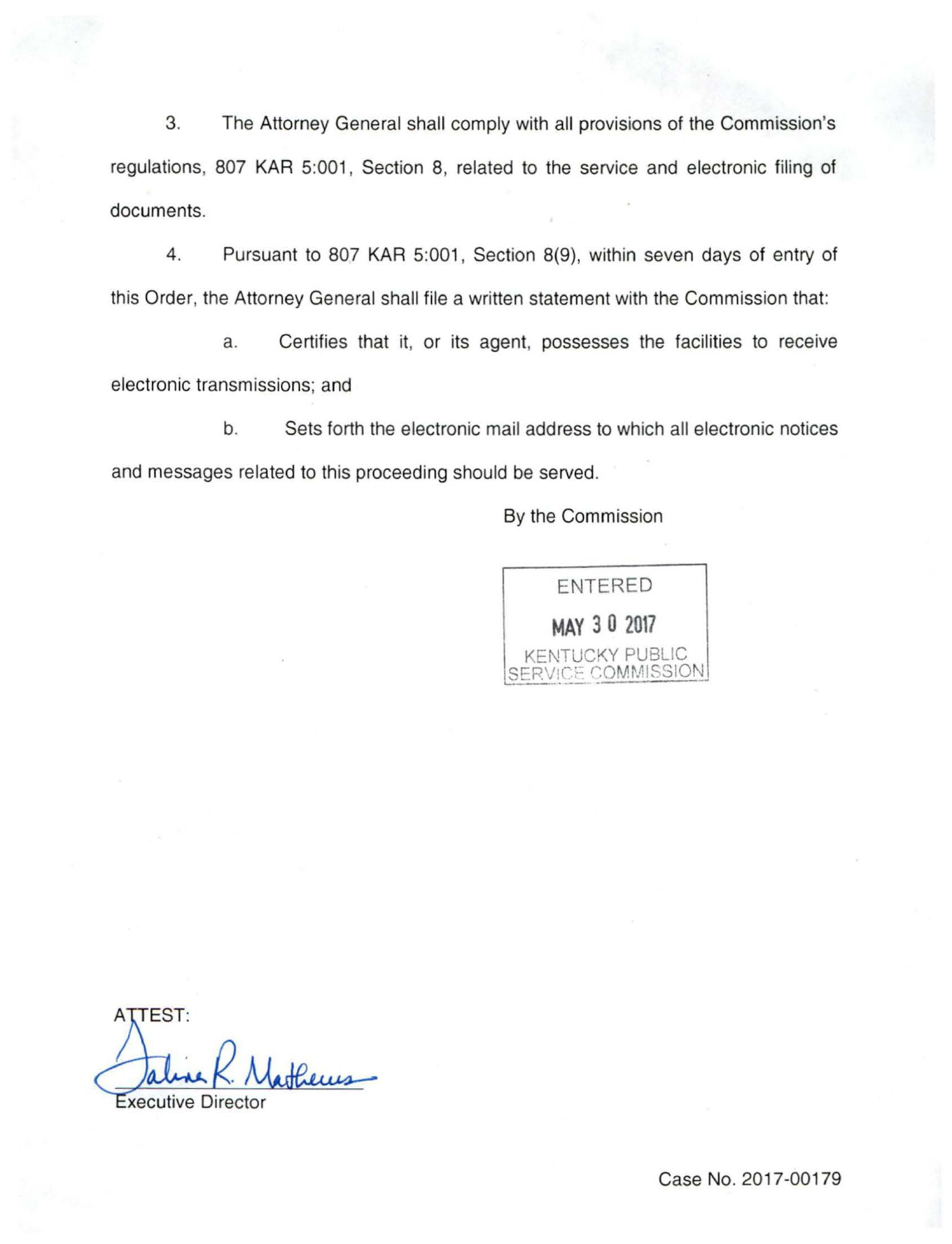3. The Attorney General shall comply with all provisions of the Commission's regulations, 807 KAR 5:001, Section 8, related to the service and electronic filing of documents.

4. Pursuant to 807 KAR 5:001, Section 8(9), within seven days of entry of this Order, the Attorney General shall file a written statement with the Commission that:

a. Certifies that it, or its agent, possesses the facilities to receive electronic transmissions; and

b. Sets forth the electronic mail address to which all electronic notices and messages related to this proceeding should be served.

By the Commission

ENTERED
MAY 30 2017
KENTUCKY PUBLIC SERVICE COMMISSION

ATTEST:

Executive Director

Case No. 2017-00179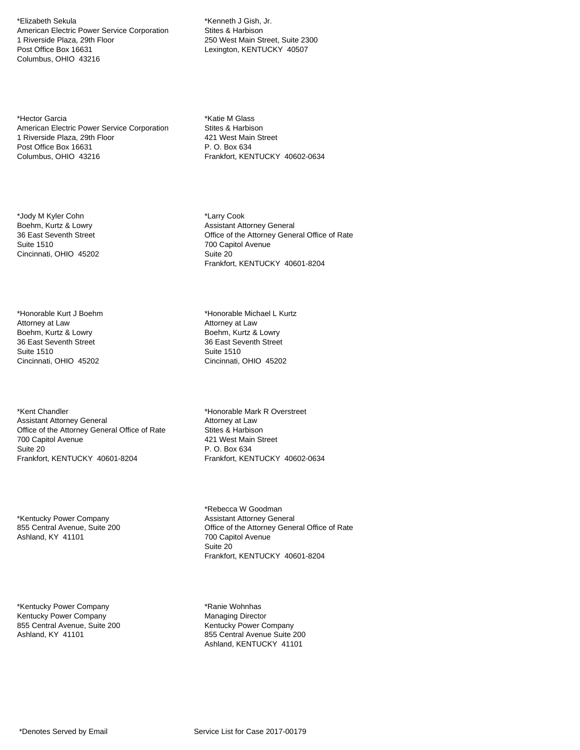*Elizabeth Sekula
American Electric Power Service Corporation
1 Riverside Plaza, 29th Floor
Post Office Box 16631
Columbus, OHIO  43216

*Kenneth J Gish, Jr.
Stites & Harbison
250 West Main Street, Suite 2300
Lexington, KENTUCKY  40507

*Hector Garcia
American Electric Power Service Corporation
1 Riverside Plaza, 29th Floor
Post Office Box 16631
Columbus, OHIO  43216

*Katie M Glass
Stites & Harbison
421 West Main Street
P. O. Box 634
Frankfort, KENTUCKY  40602-0634

*Jody M Kyler Cohn
Boehm, Kurtz & Lowry
36 East Seventh Street
Suite 1510
Cincinnati, OHIO  45202

*Larry Cook
Assistant Attorney General
Office of the Attorney General Office of Rate
700 Capitol Avenue
Suite 20
Frankfort, KENTUCKY  40601-8204

*Honorable Kurt J Boehm
Attorney at Law
Boehm, Kurtz & Lowry
36 East Seventh Street
Suite 1510
Cincinnati, OHIO  45202

*Honorable Michael L Kurtz
Attorney at Law
Boehm, Kurtz & Lowry
36 East Seventh Street
Suite 1510
Cincinnati, OHIO  45202

*Kent Chandler
Assistant Attorney General
Office of the Attorney General Office of Rate
700 Capitol Avenue
Suite 20
Frankfort, KENTUCKY  40601-8204

*Honorable Mark R Overstreet
Attorney at Law
Stites & Harbison
421 West Main Street
P. O. Box 634
Frankfort, KENTUCKY  40602-0634

*Kentucky Power Company
855 Central Avenue, Suite 200
Ashland, KY  41101

*Rebecca W Goodman
Assistant Attorney General
Office of the Attorney General Office of Rate
700 Capitol Avenue
Suite 20
Frankfort, KENTUCKY  40601-8204

*Kentucky Power Company
Kentucky Power Company
855 Central Avenue, Suite 200
Ashland, KY  41101

*Ranie Wohnhas
Managing Director
Kentucky Power Company
855 Central Avenue Suite 200
Ashland, KENTUCKY  41101

*Denotes Served by Email

Service List for Case 2017-00179